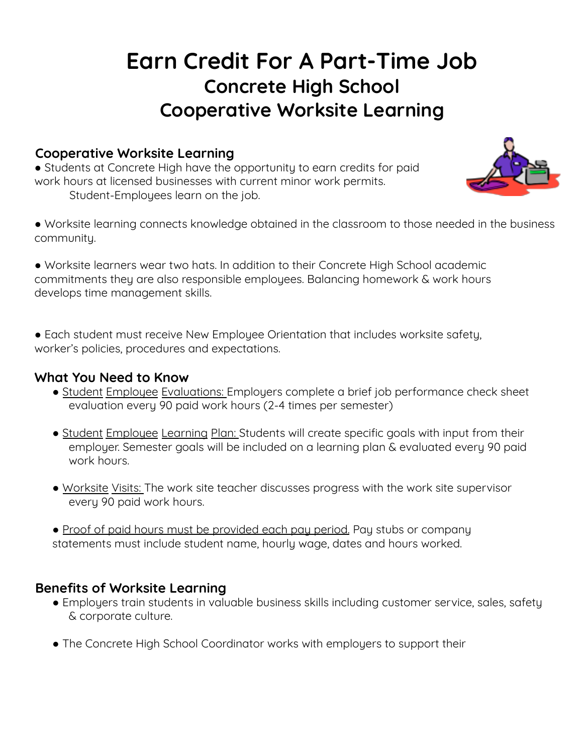# Earn Credit For A Part-Time Job
## Concrete High School
## Cooperative Worksite Learning

### Cooperative Worksite Learning

- Students at Concrete High have the opportunity to earn credits for paid work hours at licensed businesses with current minor work permits. Student-Employees learn on the job.

- Worksite learning connects knowledge obtained in the classroom to those needed in the business community.

- Worksite learners wear two hats. In addition to their Concrete High School academic commitments they are also responsible employees. Balancing homework & work hours develops time management skills.

- Each student must receive New Employee Orientation that includes worksite safety, worker's policies, procedures and expectations.

### What You Need to Know

- Student Employee Evaluations: Employers complete a brief job performance check sheet evaluation every 90 paid work hours (2-4 times per semester)

- Student Employee Learning Plan: Students will create specific goals with input from their employer. Semester goals will be included on a learning plan & evaluated every 90 paid work hours.

- Worksite Visits: The work site teacher discusses progress with the work site supervisor every 90 paid work hours.

- Proof of paid hours must be provided each pay period. Pay stubs or company statements must include student name, hourly wage, dates and hours worked.

### Benefits of Worksite Learning

- Employers train students in valuable business skills including customer service, sales, safety & corporate culture.

- The Concrete High School Coordinator works with employers to support their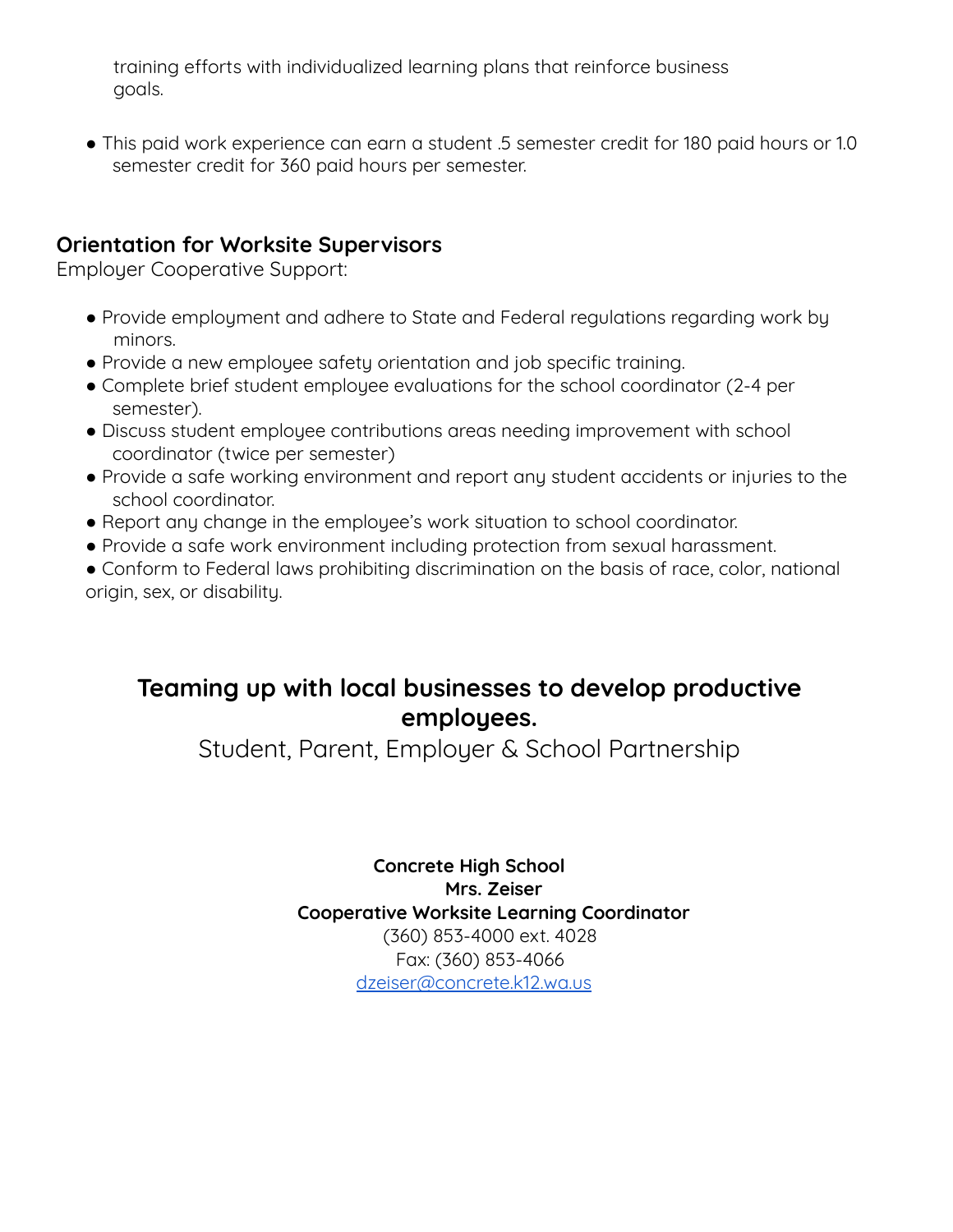training efforts with individualized learning plans that reinforce business goals.

- This paid work experience can earn a student .5 semester credit for 180 paid hours or 1.0 semester credit for 360 paid hours per semester.

## Orientation for Worksite Supervisors

Employer Cooperative Support:

- Provide employment and adhere to State and Federal regulations regarding work by minors.
- Provide a new employee safety orientation and job specific training.
- Complete brief student employee evaluations for the school coordinator (2-4 per semester).
- Discuss student employee contributions areas needing improvement with school coordinator (twice per semester)
- Provide a safe working environment and report any student accidents or injuries to the school coordinator.
- Report any change in the employee's work situation to school coordinator.
- Provide a safe work environment including protection from sexual harassment.
- Conform to Federal laws prohibiting discrimination on the basis of race, color, national origin, sex, or disability.

## Teaming up with local businesses to develop productive employees.

Student, Parent, Employer & School Partnership

**Concrete High School**
**Mrs. Zeiser**
**Cooperative Worksite Learning Coordinator**
(360) 853-4000 ext. 4028
Fax: (360) 853-4066
dzeiser@concrete.k12.wa.us